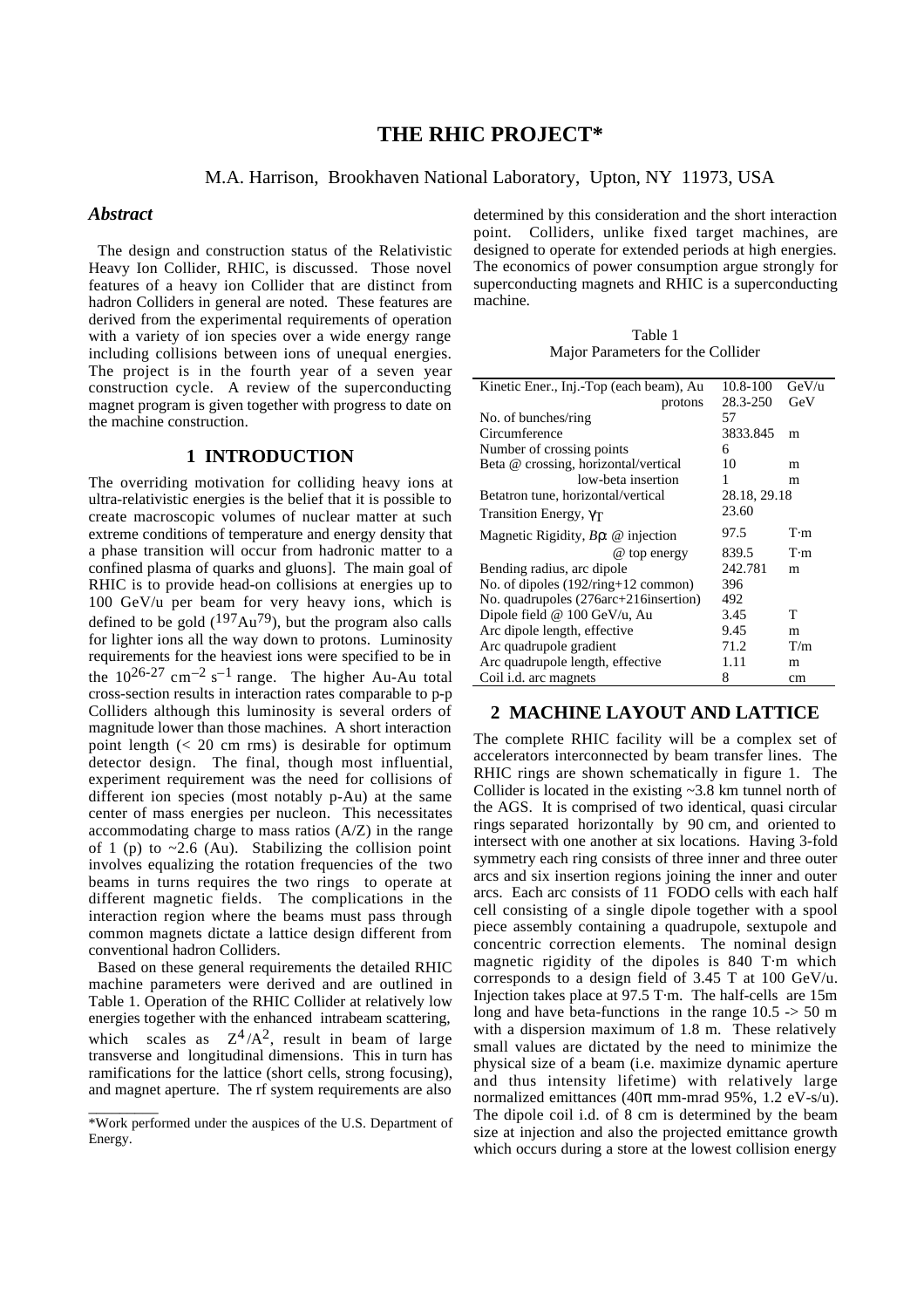# THE RHIC PROJECT*

M.A. Harrison, Brookhaven National Laboratory, Upton, NY 11973, USA

## *Abstract*

The design and construction status of the Relativistic Heavy Ion Collider, RHIC, is discussed. Those novel features of a heavy ion Collider that are distinct from hadron Colliders in general are noted. These features are derived from the experimental requirements of operation with a variety of ion species over a wide energy range including collisions between ions of unequal energies. The project is in the fourth year of a seven year construction cycle. A review of the superconducting magnet program is given together with progress to date on the machine construction.

## 1 INTRODUCTION

The overriding motivation for colliding heavy ions at ultra-relativistic energies is the belief that it is possible to create macroscopic volumes of nuclear matter at such extreme conditions of temperature and energy density that a phase transition will occur from hadronic matter to a confined plasma of quarks and gluons]. The main goal of RHIC is to provide head-on collisions at energies up to 100 GeV/u per beam for very heavy ions, which is defined to be gold ($^{197}Au^{79}$), but the program also calls for lighter ions all the way down to protons. Luminosity requirements for the heaviest ions were specified to be in the $10^{26-27}$ cm$^{-2}$ s$^{-1}$ range. The higher Au-Au total cross-section results in interaction rates comparable to p-p Colliders although this luminosity is several orders of magnitude lower than those machines. A short interaction point length (< 20 cm rms) is desirable for optimum detector design. The final, though most influential, experiment requirement was the need for collisions of different ion species (most notably p-Au) at the same center of mass energies per nucleon. This necessitates accommodating charge to mass ratios (A/Z) in the range of 1 (p) to ~2.6 (Au). Stabilizing the collision point involves equalizing the rotation frequencies of the two beams in turns requires the two rings to operate at different magnetic fields. The complications in the interaction region where the beams must pass through common magnets dictate a lattice design different from conventional hadron Colliders.

Based on these general requirements the detailed RHIC machine parameters were derived and are outlined in Table 1. Operation of the RHIC Collider at relatively low energies together with the enhanced intrabeam scattering, which scales as $Z^4/A^2$, result in beam of large transverse and longitudinal dimensions. This in turn has ramifications for the lattice (short cells, strong focusing), and magnet aperture. The rf system requirements are also determined by this consideration and the short interaction point. Colliders, unlike fixed target machines, are designed to operate for extended periods at high energies. The economics of power consumption argue strongly for superconducting magnets and RHIC is a superconducting machine.

Table 1
Major Parameters for the Collider

| | | |
|---|---|---|
| Kinetic Ener., Inj.-Top (each beam), Au | 10.8-100 | GeV/u |
| protons | 28.3-250 | GeV |
| No. of bunches/ring | 57 | |
| Circumference | 3833.845 | m |
| Number of crossing points | 6 | |
| Beta @ crossing, horizontal/vertical | 10 | m |
| low-beta insertion | 1 | m |
| Betatron tune, horizontal/vertical | 28.18, 29.18 | |
| Transition Energy, $\gamma_T$ | 23.60 | |
| Magnetic Rigidity, $B\rho$ @ injection | 97.5 | T·m |
| @ top energy | 839.5 | T·m |
| Bending radius, arc dipole | 242.781 | m |
| No. of dipoles (192/ring+12 common) | 396 | |
| No. quadrupoles (276arc+216insertion) | 492 | |
| Dipole field @ 100 GeV/u, Au | 3.45 | T |
| Arc dipole length, effective | 9.45 | m |
| Arc quadrupole gradient | 71.2 | T/m |
| Arc quadrupole length, effective | 1.11 | m |
| Coil i.d. arc magnets | 8 | cm |

## 2 MACHINE LAYOUT AND LATTICE

The complete RHIC facility will be a complex set of accelerators interconnected by beam transfer lines. The RHIC rings are shown schematically in figure 1. The Collider is located in the existing ~3.8 km tunnel north of the AGS. It is comprised of two identical, quasi circular rings separated horizontally by 90 cm, and oriented to intersect with one another at six locations. Having 3-fold symmetry each ring consists of three inner and three outer arcs and six insertion regions joining the inner and outer arcs. Each arc consists of 11 FODO cells with each half cell consisting of a single dipole together with a spool piece assembly containing a quadrupole, sextupole and concentric correction elements. The nominal design magnetic rigidity of the dipoles is 840 T·m which corresponds to a design field of 3.45 T at 100 GeV/u. Injection takes place at 97.5 T·m. The half-cells are 15m long and have beta-functions in the range 10.5 -> 50 m with a dispersion maximum of 1.8 m. These relatively small values are dictated by the need to minimize the physical size of a beam (i.e. maximize dynamic aperture and thus intensity lifetime) with relatively large normalized emittances (40π mm-mrad 95%, 1.2 eV-s/u). The dipole coil i.d. of 8 cm is determined by the beam size at injection and also the projected emittance growth which occurs during a store at the lowest collision energy

*Work performed under the auspices of the U.S. Department of Energy.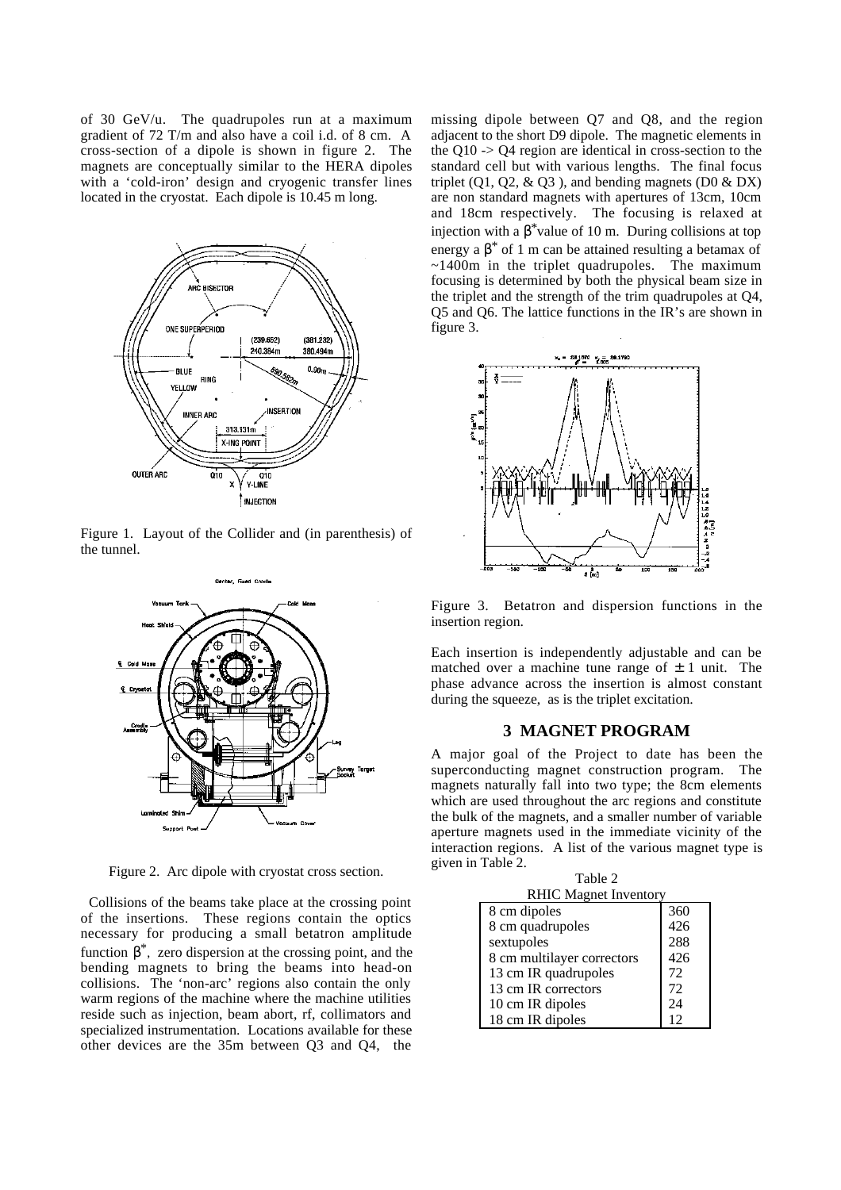of 30 GeV/u. The quadrupoles run at a maximum gradient of 72 T/m and also have a coil i.d. of 8 cm. A cross-section of a dipole is shown in figure 2. The magnets are conceptually similar to the HERA dipoles with a 'cold-iron' design and cryogenic transfer lines located in the cryostat. Each dipole is 10.45 m long.

Figure 1. Layout of the Collider and (in parenthesis) of the tunnel.

Figure 2. Arc dipole with cryostat cross section.

Collisions of the beams take place at the crossing point of the insertions. These regions contain the optics necessary for producing a small betatron amplitude function $\beta^*$, zero dispersion at the crossing point, and the bending magnets to bring the beams into head-on collisions. The 'non-arc' regions also contain the only warm regions of the machine where the machine utilities reside such as injection, beam abort, rf, collimators and specialized instrumentation. Locations available for these other devices are the 35m between Q3 and Q4, the missing dipole between Q7 and Q8, and the region adjacent to the short D9 dipole. The magnetic elements in the Q10 -> Q4 region are identical in cross-section to the standard cell but with various lengths. The final focus triplet (Q1, Q2, & Q3 ), and bending magnets (D0 & DX) are non standard magnets with apertures of 13cm, 10cm and 18cm respectively. The focusing is relaxed at injection with a $\beta^*$ value of 10 m. During collisions at top energy a $\beta^*$ of 1 m can be attained resulting a betamax of ~1400m in the triplet quadrupoles. The maximum focusing is determined by both the physical beam size in the triplet and the strength of the trim quadrupoles at Q4, Q5 and Q6. The lattice functions in the IR's are shown in figure 3.

Figure 3. Betatron and dispersion functions in the insertion region.

Each insertion is independently adjustable and can be matched over a machine tune range of $\pm 1$ unit. The phase advance across the insertion is almost constant during the squeeze, as is the triplet excitation.

## 3 MAGNET PROGRAM

A major goal of the Project to date has been the superconducting magnet construction program. The magnets naturally fall into two type; the 8cm elements which are used throughout the arc regions and constitute the bulk of the magnets, and a smaller number of variable aperture magnets used in the immediate vicinity of the interaction regions. A list of the various magnet type is given in Table 2.

Table 2
RHIC Magnet Inventory

| | |
|---|---|
| 8 cm dipoles | 360 |
| 8 cm quadrupoles | 426 |
| sextupoles | 288 |
| 8 cm multilayer correctors | 426 |
| 13 cm IR quadrupoles | 72 |
| 13 cm IR correctors | 72 |
| 10 cm IR dipoles | 24 |
| 18 cm IR dipoles | 12 |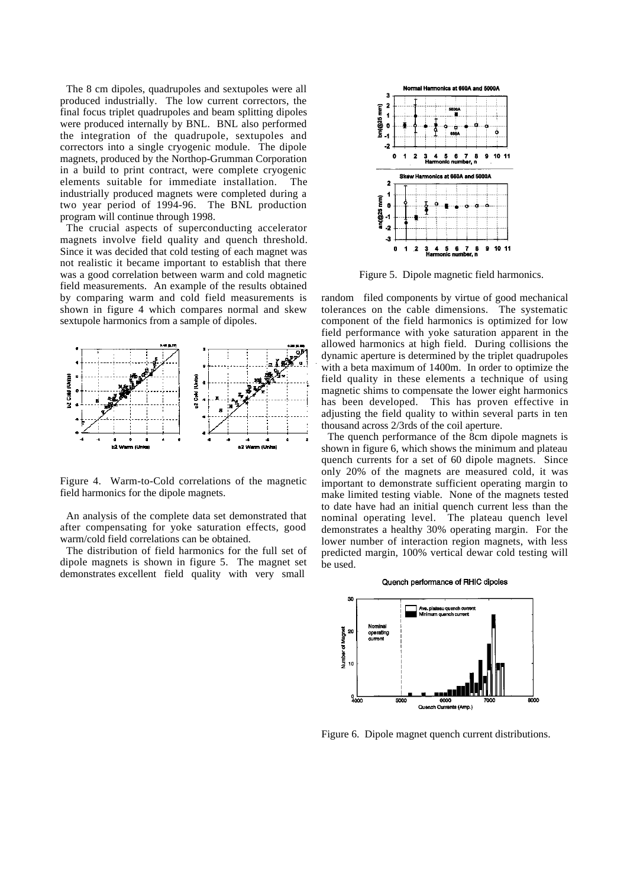The 8 cm dipoles, quadrupoles and sextupoles were all produced industrially. The low current correctors, the final focus triplet quadrupoles and beam splitting dipoles were produced internally by BNL. BNL also performed the integration of the quadrupole, sextupoles and correctors into a single cryogenic module. The dipole magnets, produced by the Northop-Grumman Corporation in a build to print contract, were complete cryogenic elements suitable for immediate installation. The industrially produced magnets were completed during a two year period of 1994-96. The BNL production program will continue through 1998.

The crucial aspects of superconducting accelerator magnets involve field quality and quench threshold. Since it was decided that cold testing of each magnet was not realistic it became important to establish that there was a good correlation between warm and cold magnetic field measurements. An example of the results obtained by comparing warm and cold field measurements is shown in figure 4 which compares normal and skew sextupole harmonics from a sample of dipoles.

Figure 4. Warm-to-Cold correlations of the magnetic field harmonics for the dipole magnets.

An analysis of the complete data set demonstrated that after compensating for yoke saturation effects, good warm/cold field correlations can be obtained.

The distribution of field harmonics for the full set of dipole magnets is shown in figure 5. The magnet set demonstrates excellent field quality with very small

Figure 5. Dipole magnetic field harmonics.

random filed components by virtue of good mechanical tolerances on the cable dimensions. The systematic component of the field harmonics is optimized for low field performance with yoke saturation apparent in the allowed harmonics at high field. During collisions the dynamic aperture is determined by the triplet quadrupoles with a beta maximum of 1400m. In order to optimize the field quality in these elements a technique of using magnetic shims to compensate the lower eight harmonics has been developed. This has proven effective in adjusting the field quality to within several parts in ten thousand across 2/3rds of the coil aperture.

The quench performance of the 8cm dipole magnets is shown in figure 6, which shows the minimum and plateau quench currents for a set of 60 dipole magnets. Since only 20% of the magnets are measured cold, it was important to demonstrate sufficient operating margin to make limited testing viable. None of the magnets tested to date have had an initial quench current less than the nominal operating level. The plateau quench level demonstrates a healthy 30% operating margin. For the lower number of interaction region magnets, with less predicted margin, 100% vertical dewar cold testing will be used.

Figure 6. Dipole magnet quench current distributions.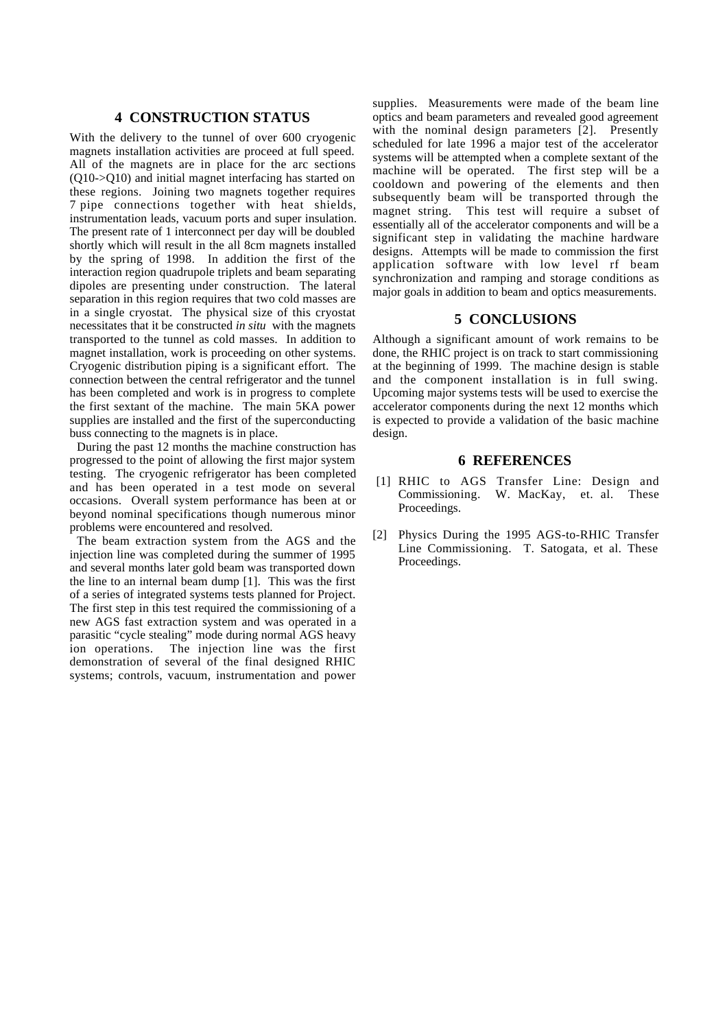## 4 CONSTRUCTION STATUS

With the delivery to the tunnel of over 600 cryogenic magnets installation activities are proceed at full speed. All of the magnets are in place for the arc sections (Q10->Q10) and initial magnet interfacing has started on these regions. Joining two magnets together requires 7 pipe connections together with heat shields, instrumentation leads, vacuum ports and super insulation. The present rate of 1 interconnect per day will be doubled shortly which will result in the all 8cm magnets installed by the spring of 1998. In addition the first of the interaction region quadrupole triplets and beam separating dipoles are presenting under construction. The lateral separation in this region requires that two cold masses are in a single cryostat. The physical size of this cryostat necessitates that it be constructed *in situ* with the magnets transported to the tunnel as cold masses. In addition to magnet installation, work is proceeding on other systems. Cryogenic distribution piping is a significant effort. The connection between the central refrigerator and the tunnel has been completed and work is in progress to complete the first sextant of the machine. The main 5KA power supplies are installed and the first of the superconducting buss connecting to the magnets is in place.

During the past 12 months the machine construction has progressed to the point of allowing the first major system testing. The cryogenic refrigerator has been completed and has been operated in a test mode on several occasions. Overall system performance has been at or beyond nominal specifications though numerous minor problems were encountered and resolved.

The beam extraction system from the AGS and the injection line was completed during the summer of 1995 and several months later gold beam was transported down the line to an internal beam dump [1]. This was the first of a series of integrated systems tests planned for Project. The first step in this test required the commissioning of a new AGS fast extraction system and was operated in a parasitic "cycle stealing" mode during normal AGS heavy ion operations. The injection line was the first demonstration of several of the final designed RHIC systems; controls, vacuum, instrumentation and power supplies. Measurements were made of the beam line optics and beam parameters and revealed good agreement with the nominal design parameters [2]. Presently scheduled for late 1996 a major test of the accelerator systems will be attempted when a complete sextant of the machine will be operated. The first step will be a cooldown and powering of the elements and then subsequently beam will be transported through the magnet string. This test will require a subset of essentially all of the accelerator components and will be a significant step in validating the machine hardware designs. Attempts will be made to commission the first application software with low level rf beam synchronization and ramping and storage conditions as major goals in addition to beam and optics measurements.

## 5 CONCLUSIONS

Although a significant amount of work remains to be done, the RHIC project is on track to start commissioning at the beginning of 1999. The machine design is stable and the component installation is in full swing. Upcoming major systems tests will be used to exercise the accelerator components during the next 12 months which is expected to provide a validation of the basic machine design.

## 6 REFERENCES

[1] RHIC to AGS Transfer Line: Design and Commissioning. W. MacKay, et. al. These Proceedings.

[2] Physics During the 1995 AGS-to-RHIC Transfer Line Commissioning. T. Satogata, et al. These Proceedings.